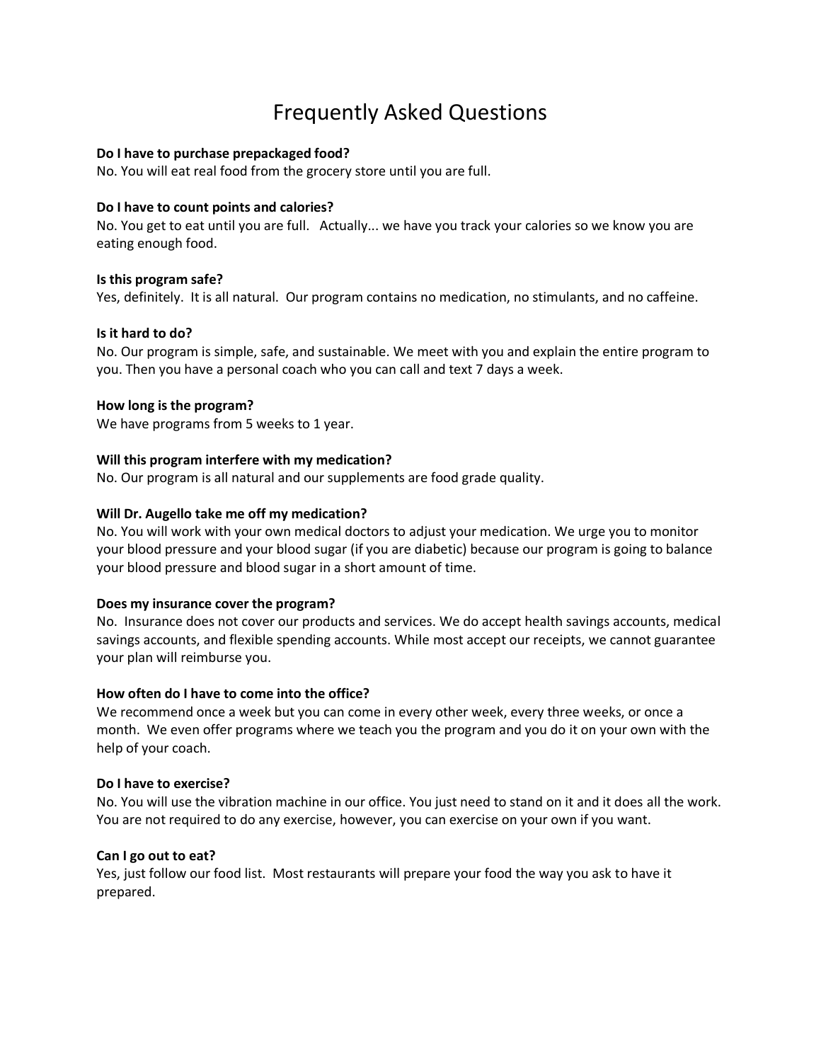# Frequently Asked Questions

**Do I have to purchase prepackaged food?**
No. You will eat real food from the grocery store until you are full.

**Do I have to count points and calories?**
No. You get to eat until you are full. Actually... we have you track your calories so we know you are eating enough food.

**Is this program safe?**
Yes, definitely. It is all natural. Our program contains no medication, no stimulants, and no caffeine.

**Is it hard to do?**
No. Our program is simple, safe, and sustainable. We meet with you and explain the entire program to you. Then you have a personal coach who you can call and text 7 days a week.

**How long is the program?**
We have programs from 5 weeks to 1 year.

**Will this program interfere with my medication?**
No. Our program is all natural and our supplements are food grade quality.

**Will Dr. Augello take me off my medication?**
No. You will work with your own medical doctors to adjust your medication. We urge you to monitor your blood pressure and your blood sugar (if you are diabetic) because our program is going to balance your blood pressure and blood sugar in a short amount of time.

**Does my insurance cover the program?**
No. Insurance does not cover our products and services. We do accept health savings accounts, medical savings accounts, and flexible spending accounts. While most accept our receipts, we cannot guarantee your plan will reimburse you.

**How often do I have to come into the office?**
We recommend once a week but you can come in every other week, every three weeks, or once a month. We even offer programs where we teach you the program and you do it on your own with the help of your coach.

**Do I have to exercise?**
No. You will use the vibration machine in our office. You just need to stand on it and it does all the work. You are not required to do any exercise, however, you can exercise on your own if you want.

**Can I go out to eat?**
Yes, just follow our food list. Most restaurants will prepare your food the way you ask to have it prepared.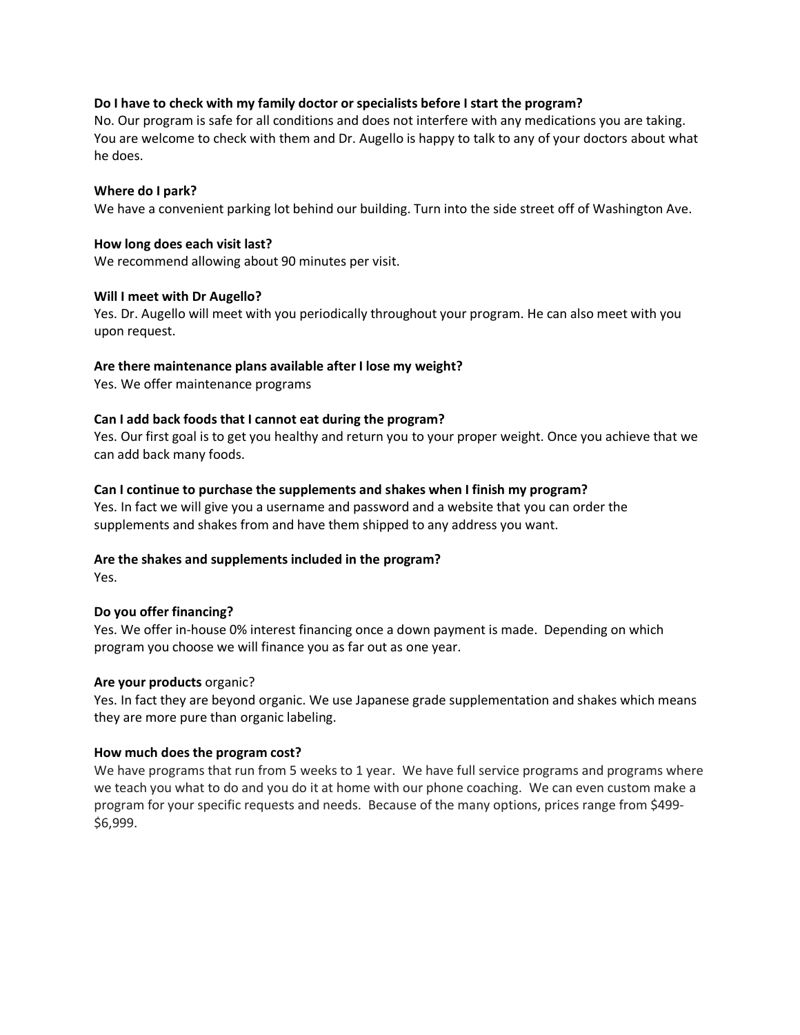**Do I have to check with my family doctor or specialists before I start the program?**
No. Our program is safe for all conditions and does not interfere with any medications you are taking. You are welcome to check with them and Dr. Augello is happy to talk to any of your doctors about what he does.

**Where do I park?**
We have a convenient parking lot behind our building. Turn into the side street off of Washington Ave.

**How long does each visit last?**
We recommend allowing about 90 minutes per visit.

**Will I meet with Dr Augello?**
Yes. Dr. Augello will meet with you periodically throughout your program. He can also meet with you upon request.

**Are there maintenance plans available after I lose my weight?**
Yes. We offer maintenance programs

**Can I add back foods that I cannot eat during the program?**
Yes. Our first goal is to get you healthy and return you to your proper weight. Once you achieve that we can add back many foods.

**Can I continue to purchase the supplements and shakes when I finish my program?**
Yes. In fact we will give you a username and password and a website that you can order the supplements and shakes from and have them shipped to any address you want.

**Are the shakes and supplements included in the program?**
Yes.

**Do you offer financing?**
Yes. We offer in-house 0% interest financing once a down payment is made. Depending on which program you choose we will finance you as far out as one year.

**Are your products** organic?
Yes. In fact they are beyond organic. We use Japanese grade supplementation and shakes which means they are more pure than organic labeling.

**How much does the program cost?**
We have programs that run from 5 weeks to 1 year. We have full service programs and programs where we teach you what to do and you do it at home with our phone coaching. We can even custom make a program for your specific requests and needs. Because of the many options, prices range from $499-$6,999.